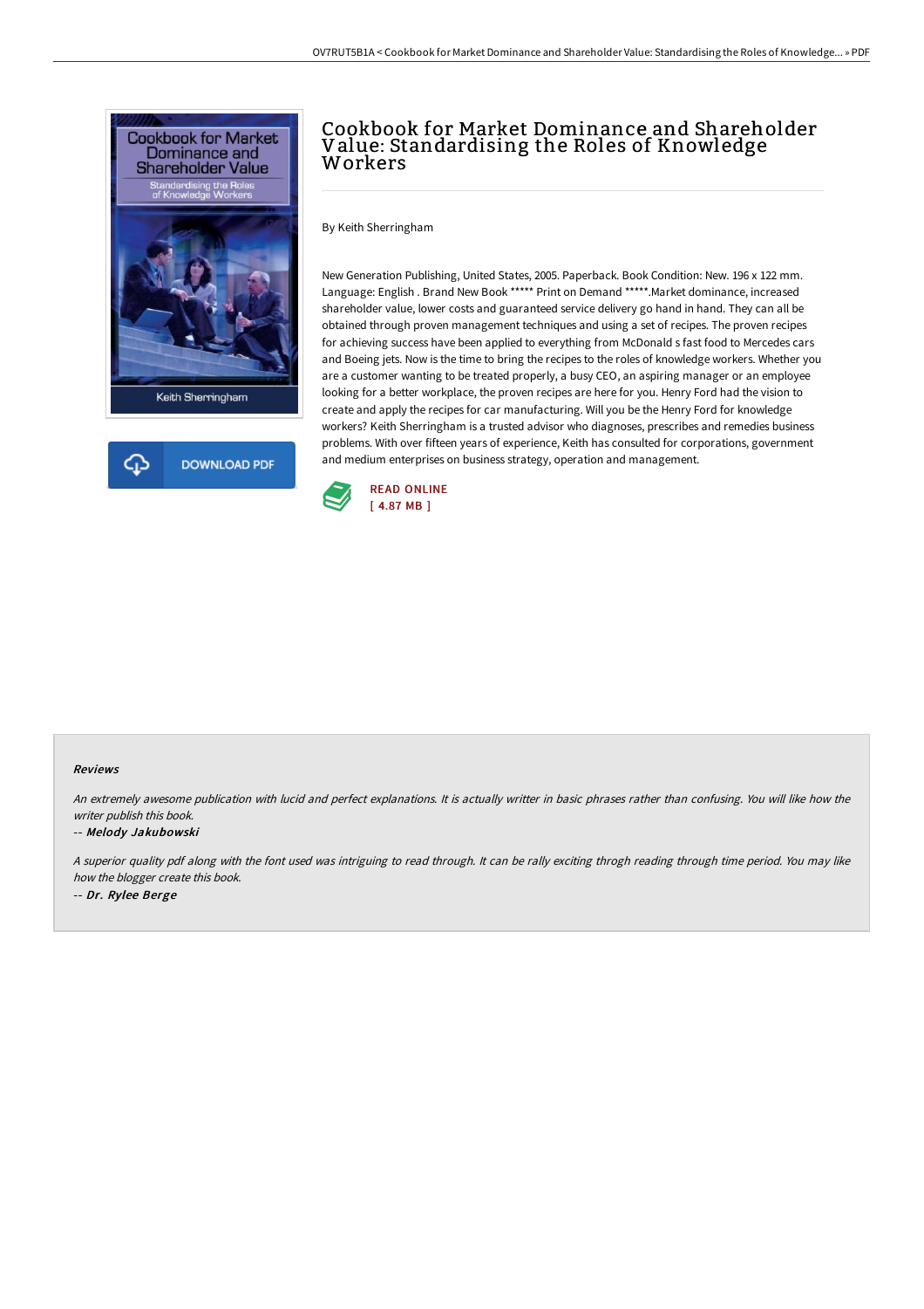# Cookbook for Market Dominance and Shareholder Value: Standardising the Roles of Knowledge Workers

By Keith Sherringham

New Generation Publishing, United States, 2005. Paperback. Book Condition: New. 196 x 122 mm. Language: English . Brand New Book ***** Print on Demand *****.Market dominance, increased shareholder value, lower costs and guaranteed service delivery go hand in hand. They can all be obtained through proven management techniques and using a set of recipes. The proven recipes for achieving success have been applied to everything from McDonald s fast food to Mercedes cars and Boeing jets. Now is the time to bring the recipes to the roles of knowledge workers. Whether you are a customer wanting to be treated properly, a busy CEO, an aspiring manager or an employee looking for a better workplace, the proven recipes are here for you. Henry Ford had the vision to create and apply the recipes for car manufacturing. Will you be the Henry Ford for knowledge workers? Keith Sherringham is a trusted advisor who diagnoses, prescribes and remedies business problems. With over fifteen years of experience, Keith has consulted for corporations, government and medium enterprises on business strategy, operation and management.

DOWNLOAD PDF

READ ONLINE
[ 4.87 MB ]

#### Reviews

*An extremely awesome publication with lucid and perfect explanations. It is actually writter in basic phrases rather than confusing. You will like how the writer publish this book.*

*-- Melody Jakubowski*

*A superior quality pdf along with the font used was intriguing to read through. It can be rally exciting throgh reading through time period. You may like how the blogger create this book.*

*-- Dr. Rylee Berge*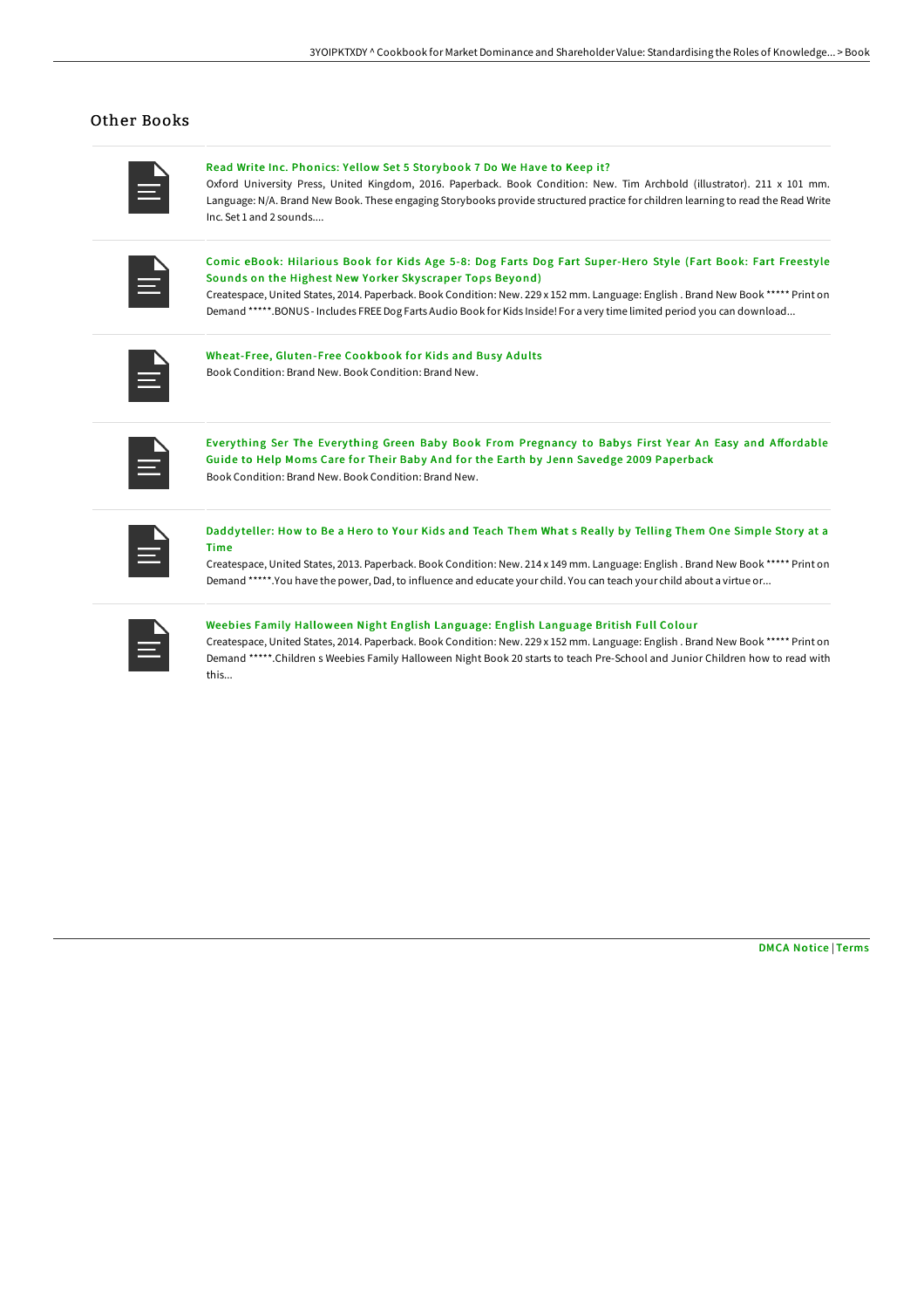## Other Books

### Read Write Inc. Phonics: Yellow Set 5 Storybook 7 Do We Have to Keep it?

Oxford University Press, United Kingdom, 2016. Paperback. Book Condition: New. Tim Archbold (illustrator). 211 x 101 mm. Language: N/A. Brand New Book. These engaging Storybooks provide structured practice for children learning to read the Read Write Inc. Set 1 and 2 sounds....

### Comic eBook: Hilarious Book for Kids Age 5-8: Dog Farts Dog Fart Super-Hero Style (Fart Book: Fart Freestyle Sounds on the Highest New Yorker Skyscraper Tops Beyond)

Createspace, United States, 2014. Paperback. Book Condition: New. 229 x 152 mm. Language: English . Brand New Book ***** Print on Demand *****.BONUS - Includes FREE Dog Farts Audio Book for Kids Inside! For a very time limited period you can download...

### Wheat-Free, Gluten-Free Cookbook for Kids and Busy Adults

Book Condition: Brand New. Book Condition: Brand New.

### Everything Ser The Everything Green Baby Book From Pregnancy to Babys First Year An Easy and Affordable Guide to Help Moms Care for Their Baby And for the Earth by Jenn Savedge 2009 Paperback

Book Condition: Brand New. Book Condition: Brand New.

### Daddyteller: How to Be a Hero to Your Kids and Teach Them What s Really by Telling Them One Simple Story at a Time

Createspace, United States, 2013. Paperback. Book Condition: New. 214 x 149 mm. Language: English . Brand New Book ***** Print on Demand *****.You have the power, Dad, to influence and educate your child. You can teach your child about a virtue or...

### Weebies Family Halloween Night English Language: English Language British Full Colour

Createspace, United States, 2014. Paperback. Book Condition: New. 229 x 152 mm. Language: English . Brand New Book ***** Print on Demand *****.Children s Weebies Family Halloween Night Book 20 starts to teach Pre-School and Junior Children how to read with this...

DMCA Notice | Terms